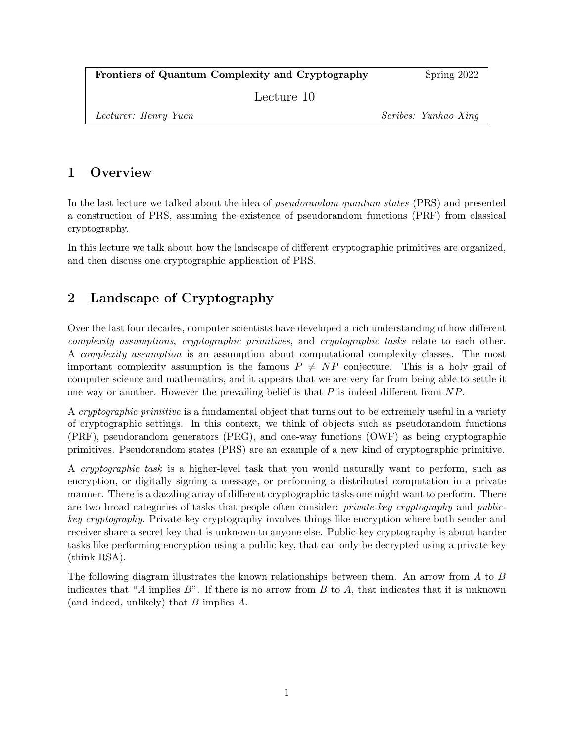| **Frontiers of Quantum Complexity and Cryptography** | Spring 2022 |
| --- | --- |
| Lecture 10 | |
| *Lecturer: Henry Yuen* | *Scribes: Yunhao Xing* |

## 1 Overview

In the last lecture we talked about the idea of *pseudorandom quantum states* (PRS) and presented a construction of PRS, assuming the existence of pseudorandom functions (PRF) from classical cryptography.

In this lecture we talk about how the landscape of different cryptographic primitives are organized, and then discuss one cryptographic application of PRS.

## 2 Landscape of Cryptography

Over the last four decades, computer scientists have developed a rich understanding of how different *complexity assumptions*, *cryptographic primitives*, and *cryptographic tasks* relate to each other. A *complexity assumption* is an assumption about computational complexity classes. The most important complexity assumption is the famous $P \neq NP$ conjecture. This is a holy grail of computer science and mathematics, and it appears that we are very far from being able to settle it one way or another. However the prevailing belief is that $P$ is indeed different from $NP$.

A *cryptographic primitive* is a fundamental object that turns out to be extremely useful in a variety of cryptographic settings. In this context, we think of objects such as pseudorandom functions (PRF), pseudorandom generators (PRG), and one-way functions (OWF) as being cryptographic primitives. Pseudorandom states (PRS) are an example of a new kind of cryptographic primitive.

A *cryptographic task* is a higher-level task that you would naturally want to perform, such as encryption, or digitally signing a message, or performing a distributed computation in a private manner. There is a dazzling array of different cryptographic tasks one might want to perform. There are two broad categories of tasks that people often consider: *private-key cryptography* and *public-key cryptography*. Private-key cryptography involves things like encryption where both sender and receiver share a secret key that is unknown to anyone else. Public-key cryptography is about harder tasks like performing encryption using a public key, that can only be decrypted using a private key (think RSA).

The following diagram illustrates the known relationships between them. An arrow from $A$ to $B$ indicates that "$A$ implies $B$". If there is no arrow from $B$ to $A$, that indicates that it is unknown (and indeed, unlikely) that $B$ implies $A$.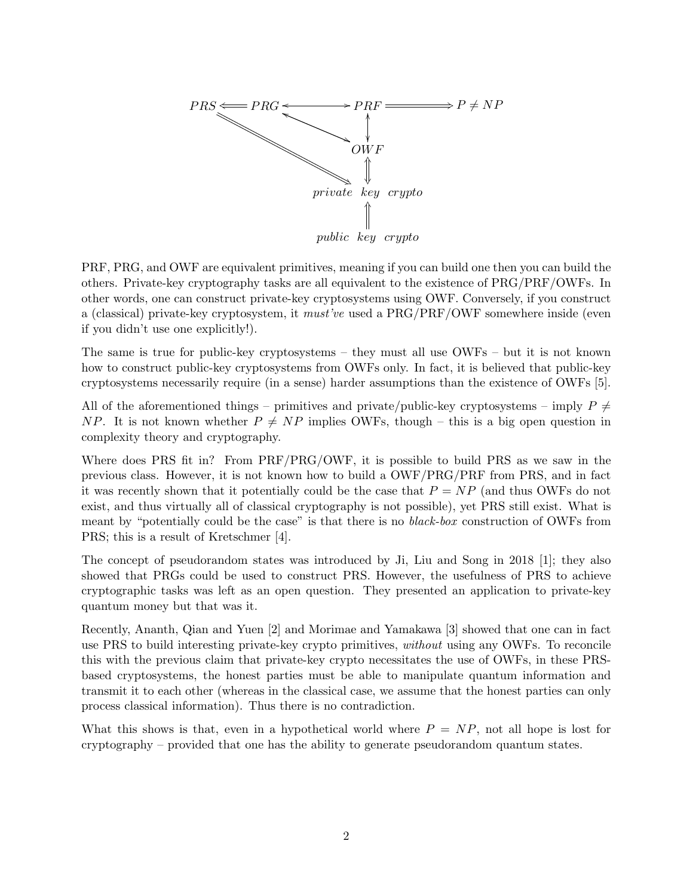$$
\begin{array}{ccccccc}
PRS & \Longleftarrow & PRG & \longleftrightarrow & PRF & \Longrightarrow & P \neq NP \\
 & & & \nwarrow\!\!\searrow & \updownarrow & & \\
 & & & & OWF & & \\
 & & & & \Updownarrow & & \\
 & & & & \textit{private key crypto} & & \\
 & & & & \Uparrow & & \\
 & & & & \textit{public key crypto} & &
\end{array}
$$

(Diagram also includes a diagonal arrow from $PRS$ to *private key crypto* ($\Longrightarrow$) and a diagonal two-way arrow between $PRG$ and $OWF$.)

PRF, PRG, and OWF are equivalent primitives, meaning if you can build one then you can build the others. Private-key cryptography tasks are all equivalent to the existence of PRG/PRF/OWFs. In other words, one can construct private-key cryptosystems using OWF. Conversely, if you construct a (classical) private-key cryptosystem, it *must've* used a PRG/PRF/OWF somewhere inside (even if you didn't use one explicitly!).

The same is true for public-key cryptosystems – they must all use OWFs – but it is not known how to construct public-key cryptosystems from OWFs only. In fact, it is believed that public-key cryptosystems necessarily require (in a sense) harder assumptions than the existence of OWFs [5].

All of the aforementioned things – primitives and private/public-key cryptosystems – imply $P \neq NP$. It is not known whether $P \neq NP$ implies OWFs, though – this is a big open question in complexity theory and cryptography.

Where does PRS fit in? From PRF/PRG/OWF, it is possible to build PRS as we saw in the previous class. However, it is not known how to build a OWF/PRG/PRF from PRS, and in fact it was recently shown that it potentially could be the case that $P = NP$ (and thus OWFs do not exist, and thus virtually all of classical cryptography is not possible), yet PRS still exist. What is meant by "potentially could be the case" is that there is no *black-box* construction of OWFs from PRS; this is a result of Kretschmer [4].

The concept of pseudorandom states was introduced by Ji, Liu and Song in 2018 [1]; they also showed that PRGs could be used to construct PRS. However, the usefulness of PRS to achieve cryptographic tasks was left as an open question. They presented an application to private-key quantum money but that was it.

Recently, Ananth, Qian and Yuen [2] and Morimae and Yamakawa [3] showed that one can in fact use PRS to build interesting private-key crypto primitives, *without* using any OWFs. To reconcile this with the previous claim that private-key crypto necessitates the use of OWFs, in these PRS-based cryptosystems, the honest parties must be able to manipulate quantum information and transmit it to each other (whereas in the classical case, we assume that the honest parties can only process classical information). Thus there is no contradiction.

What this shows is that, even in a hypothetical world where $P = NP$, not all hope is lost for cryptography – provided that one has the ability to generate pseudorandom quantum states.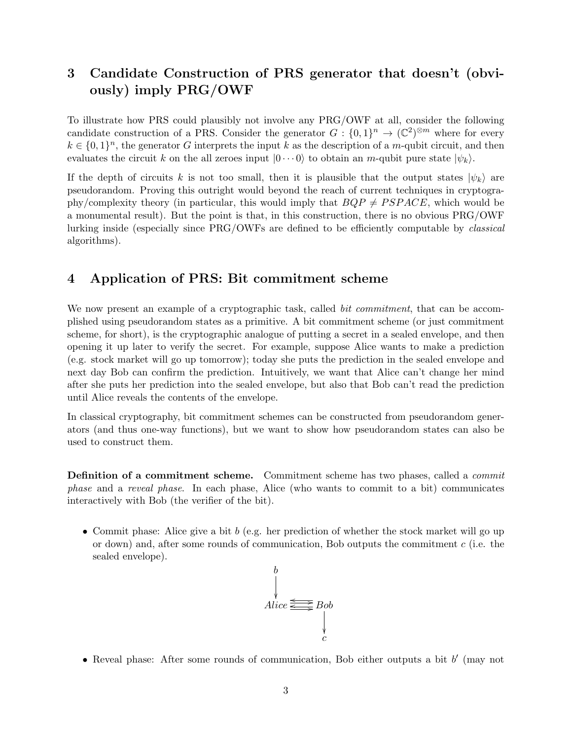## 3 Candidate Construction of PRS generator that doesn't (obviously) imply PRG/OWF

To illustrate how PRS could plausibly not involve any PRG/OWF at all, consider the following candidate construction of a PRS. Consider the generator $G : \{0,1\}^n \to (\mathbb{C}^2)^{\otimes m}$ where for every $k \in \{0,1\}^n$, the generator $G$ interprets the input $k$ as the description of a $m$-qubit circuit, and then evaluates the circuit $k$ on the all zeroes input $|0 \cdots 0\rangle$ to obtain an $m$-qubit pure state $|\psi_k\rangle$.

If the depth of circuits $k$ is not too small, then it is plausible that the output states $|\psi_k\rangle$ are pseudorandom. Proving this outright would beyond the reach of current techniques in cryptography/complexity theory (in particular, this would imply that $BQP \neq PSPACE$, which would be a monumental result). But the point is that, in this construction, there is no obvious PRG/OWF lurking inside (especially since PRG/OWFs are defined to be efficiently computable by *classical* algorithms).

## 4 Application of PRS: Bit commitment scheme

We now present an example of a cryptographic task, called *bit commitment*, that can be accomplished using pseudorandom states as a primitive. A bit commitment scheme (or just commitment scheme, for short), is the cryptographic analogue of putting a secret in a sealed envelope, and then opening it up later to verify the secret. For example, suppose Alice wants to make a prediction (e.g. stock market will go up tomorrow); today she puts the prediction in the sealed envelope and next day Bob can confirm the prediction. Intuitively, we want that Alice can't change her mind after she puts her prediction into the sealed envelope, but also that Bob can't read the prediction until Alice reveals the contents of the envelope.

In classical cryptography, bit commitment schemes can be constructed from pseudorandom generators (and thus one-way functions), but we want to show how pseudorandom states can also be used to construct them.

**Definition of a commitment scheme.** Commitment scheme has two phases, called a *commit phase* and a *reveal phase*. In each phase, Alice (who wants to commit to a bit) communicates interactively with Bob (the verifier of the bit).

- Commit phase: Alice give a bit $b$ (e.g. her prediction of whether the stock market will go up or down) and, after some rounds of communication, Bob outputs the commitment $c$ (i.e. the sealed envelope).

$$
\begin{array}{ccc}
b & & \\
\downarrow & & \\
Alice & \rightleftarrows & Bob \\
& & \downarrow \\
& & c
\end{array}
$$

- Reveal phase: After some rounds of communication, Bob either outputs a bit $b'$ (may not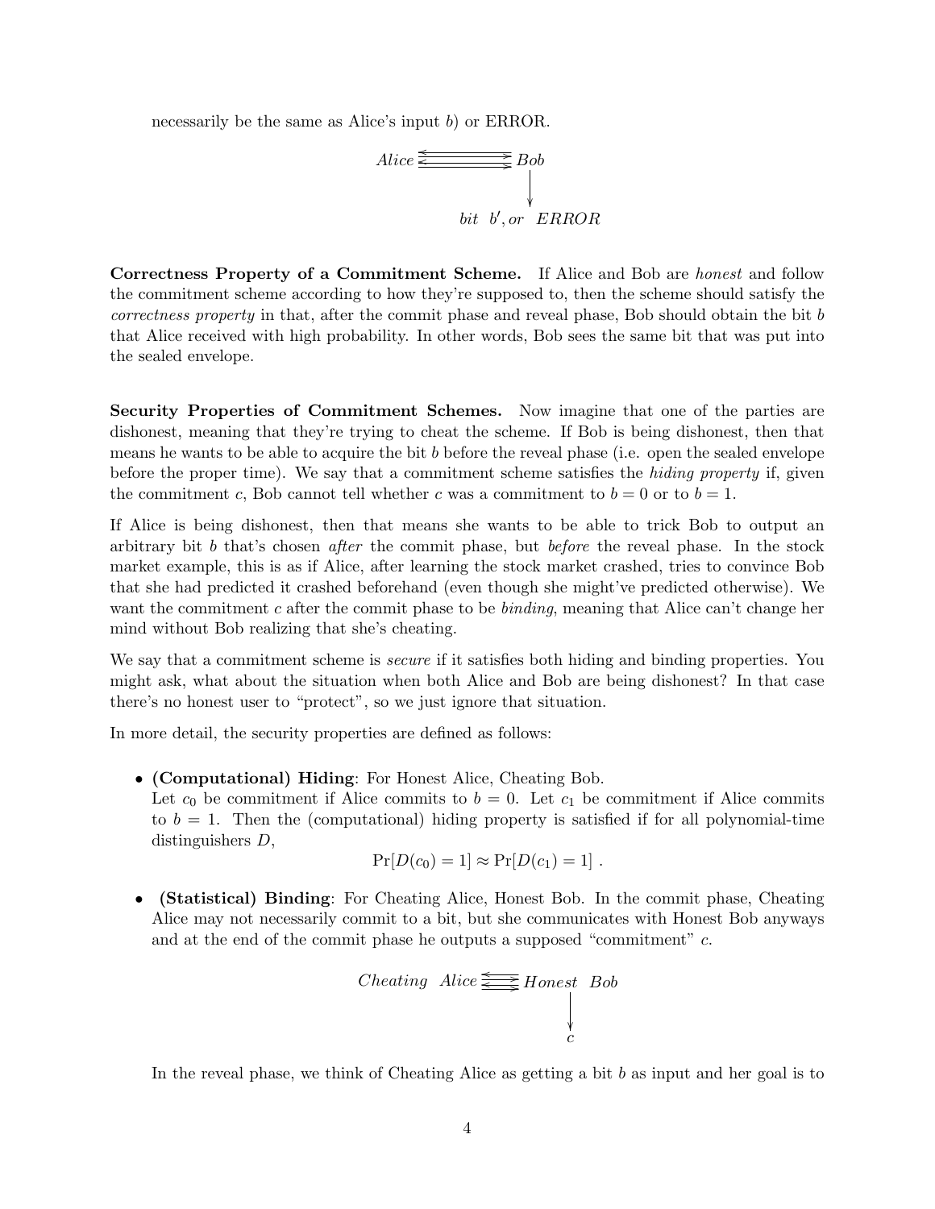necessarily be the same as Alice's input $b$) or ERROR.

$$Alice \leftrightarrows Bob \downarrow \text{bit } b', or \ ERROR$$

**Correctness Property of a Commitment Scheme.** If Alice and Bob are *honest* and follow the commitment scheme according to how they're supposed to, then the scheme should satisfy the *correctness property* in that, after the commit phase and reveal phase, Bob should obtain the bit $b$ that Alice received with high probability. In other words, Bob sees the same bit that was put into the sealed envelope.

**Security Properties of Commitment Schemes.** Now imagine that one of the parties are dishonest, meaning that they're trying to cheat the scheme. If Bob is being dishonest, then that means he wants to be able to acquire the bit $b$ before the reveal phase (i.e. open the sealed envelope before the proper time). We say that a commitment scheme satisfies the *hiding property* if, given the commitment $c$, Bob cannot tell whether $c$ was a commitment to $b = 0$ or to $b = 1$.

If Alice is being dishonest, then that means she wants to be able to trick Bob to output an arbitrary bit $b$ that's chosen *after* the commit phase, but *before* the reveal phase. In the stock market example, this is as if Alice, after learning the stock market crashed, tries to convince Bob that she had predicted it crashed beforehand (even though she might've predicted otherwise). We want the commitment $c$ after the commit phase to be *binding*, meaning that Alice can't change her mind without Bob realizing that she's cheating.

We say that a commitment scheme is *secure* if it satisfies both hiding and binding properties. You might ask, what about the situation when both Alice and Bob are being dishonest? In that case there's no honest user to "protect", so we just ignore that situation.

In more detail, the security properties are defined as follows:

- **(Computational) Hiding**: For Honest Alice, Cheating Bob.
  Let $c_0$ be commitment if Alice commits to $b = 0$. Let $c_1$ be commitment if Alice commits to $b = 1$. Then the (computational) hiding property is satisfied if for all polynomial-time distinguishers $D$,
  $$\Pr[D(c_0) = 1] \approx \Pr[D(c_1) = 1] \ .$$
- **(Statistical) Binding**: For Cheating Alice, Honest Bob. In the commit phase, Cheating Alice may not necessarily commit to a bit, but she communicates with Honest Bob anyways and at the end of the commit phase he outputs a supposed "commitment" $c$.

  $$Cheating \ \ Alice \leftrightarrows Honest \ \ Bob \downarrow c$$

  In the reveal phase, we think of Cheating Alice as getting a bit $b$ as input and her goal is to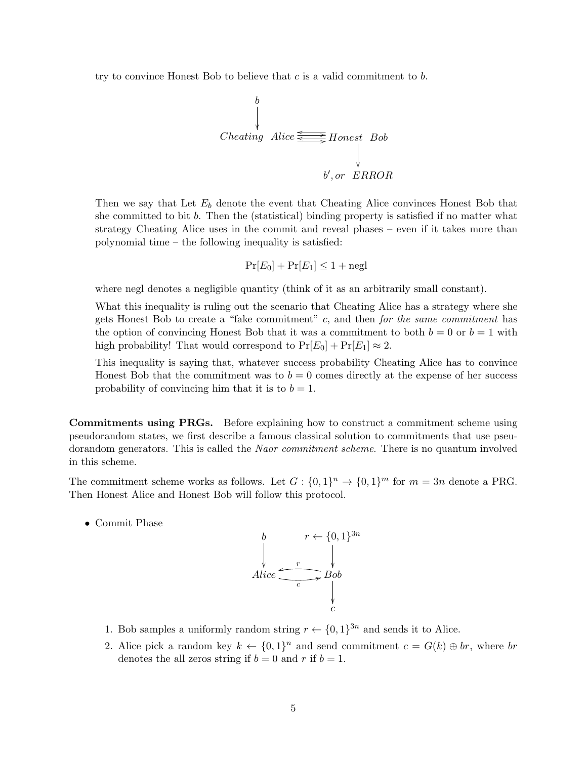try to convince Honest Bob to believe that $c$ is a valid commitment to $b$.

$$
\begin{array}{ccc}
b & & \\
\downarrow & & \\
\textit{Cheating Alice} & \rightleftarrows & \textit{Honest Bob} \\
& & \downarrow \\
& & b', \textit{or ERROR}
\end{array}
$$

Then we say that Let $E_b$ denote the event that Cheating Alice convinces Honest Bob that she committed to bit $b$. Then the (statistical) binding property is satisfied if no matter what strategy Cheating Alice uses in the commit and reveal phases – even if it takes more than polynomial time – the following inequality is satisfied:

$$\Pr[E_0] + \Pr[E_1] \leq 1 + \text{negl}$$

where negl denotes a negligible quantity (think of it as an arbitrarily small constant).

What this inequality is ruling out the scenario that Cheating Alice has a strategy where she gets Honest Bob to create a "fake commitment" $c$, and then *for the same commitment* has the option of convincing Honest Bob that it was a commitment to both $b = 0$ or $b = 1$ with high probability! That would correspond to $\Pr[E_0] + \Pr[E_1] \approx 2$.

This inequality is saying that, whatever success probability Cheating Alice has to convince Honest Bob that the commitment was to $b = 0$ comes directly at the expense of her success probability of convincing him that it is to $b = 1$.

**Commitments using PRGs.** Before explaining how to construct a commitment scheme using pseudorandom states, we first describe a famous classical solution to commitments that use pseudorandom generators. This is called the *Naor commitment scheme*. There is no quantum involved in this scheme.

The commitment scheme works as follows. Let $G : \{0,1\}^n \to \{0,1\}^m$ for $m = 3n$ denote a PRG. Then Honest Alice and Honest Bob will follow this protocol.

- Commit Phase

$$
\begin{array}{ccc}
b & & r \leftarrow \{0,1\}^{3n} \\
\downarrow & & \downarrow \\
\textit{Alice} & \overset{r}{\underset{c}{\rightleftarrows}} & \textit{Bob} \\
& & \downarrow \\
& & c
\end{array}
$$

  1. Bob samples a uniformly random string $r \leftarrow \{0,1\}^{3n}$ and sends it to Alice.
  2. Alice pick a random key $k \leftarrow \{0,1\}^n$ and send commitment $c = G(k) \oplus br$, where $br$ denotes the all zeros string if $b = 0$ and $r$ if $b = 1$.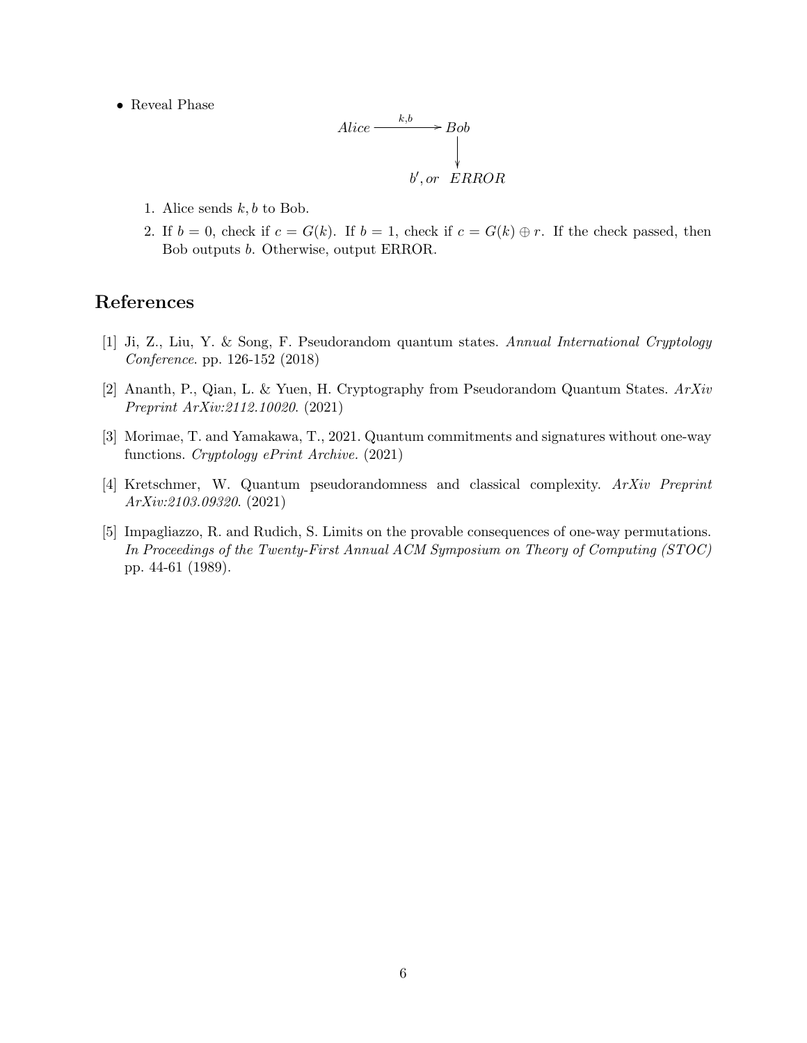- Reveal Phase

$$\begin{array}{ccc} Alice & \xrightarrow{k,b} & Bob \\ & & \downarrow \\ & & b', or \;\; ERROR \end{array}$$

1. Alice sends $k, b$ to Bob.
2. If $b = 0$, check if $c = G(k)$. If $b = 1$, check if $c = G(k) \oplus r$. If the check passed, then Bob outputs $b$. Otherwise, output ERROR.

## References

[1] Ji, Z., Liu, Y. & Song, F. Pseudorandom quantum states. *Annual International Cryptology Conference*. pp. 126-152 (2018)

[2] Ananth, P., Qian, L. & Yuen, H. Cryptography from Pseudorandom Quantum States. *ArXiv Preprint ArXiv:2112.10020*. (2021)

[3] Morimae, T. and Yamakawa, T., 2021. Quantum commitments and signatures without one-way functions. *Cryptology ePrint Archive.* (2021)

[4] Kretschmer, W. Quantum pseudorandomness and classical complexity. *ArXiv Preprint ArXiv:2103.09320*. (2021)

[5] Impagliazzo, R. and Rudich, S. Limits on the provable consequences of one-way permutations. *In Proceedings of the Twenty-First Annual ACM Symposium on Theory of Computing (STOC)* pp. 44-61 (1989).